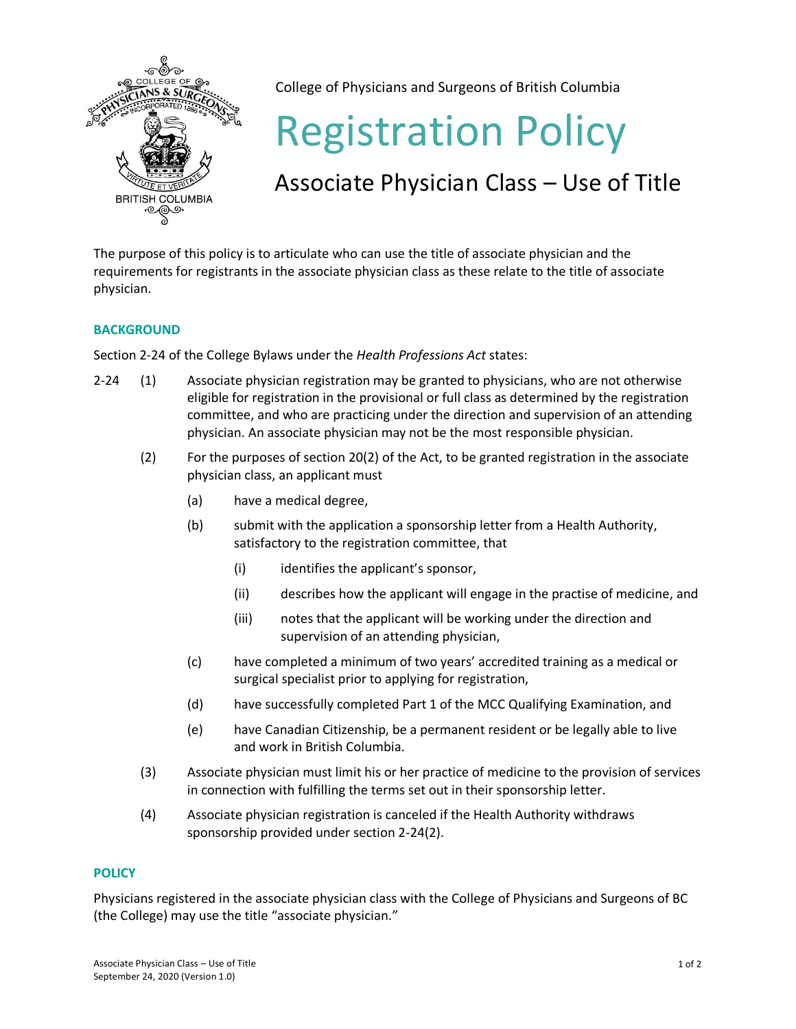College of Physicians and Surgeons of British Columbia

# Registration Policy

## Associate Physician Class – Use of Title

The purpose of this policy is to articulate who can use the title of associate physician and the requirements for registrants in the associate physician class as these relate to the title of associate physician.

### BACKGROUND

Section 2-24 of the College Bylaws under the *Health Professions Act* states:

2-24 (1) Associate physician registration may be granted to physicians, who are not otherwise eligible for registration in the provisional or full class as determined by the registration committee, and who are practicing under the direction and supervision of an attending physician. An associate physician may not be the most responsible physician.

(2) For the purposes of section 20(2) of the Act, to be granted registration in the associate physician class, an applicant must

(a) have a medical degree,

(b) submit with the application a sponsorship letter from a Health Authority, satisfactory to the registration committee, that

(i) identifies the applicant's sponsor,

(ii) describes how the applicant will engage in the practise of medicine, and

(iii) notes that the applicant will be working under the direction and supervision of an attending physician,

(c) have completed a minimum of two years' accredited training as a medical or surgical specialist prior to applying for registration,

(d) have successfully completed Part 1 of the MCC Qualifying Examination, and

(e) have Canadian Citizenship, be a permanent resident or be legally able to live and work in British Columbia.

(3) Associate physician must limit his or her practice of medicine to the provision of services in connection with fulfilling the terms set out in their sponsorship letter.

(4) Associate physician registration is canceled if the Health Authority withdraws sponsorship provided under section 2-24(2).

### POLICY

Physicians registered in the associate physician class with the College of Physicians and Surgeons of BC (the College) may use the title "associate physician."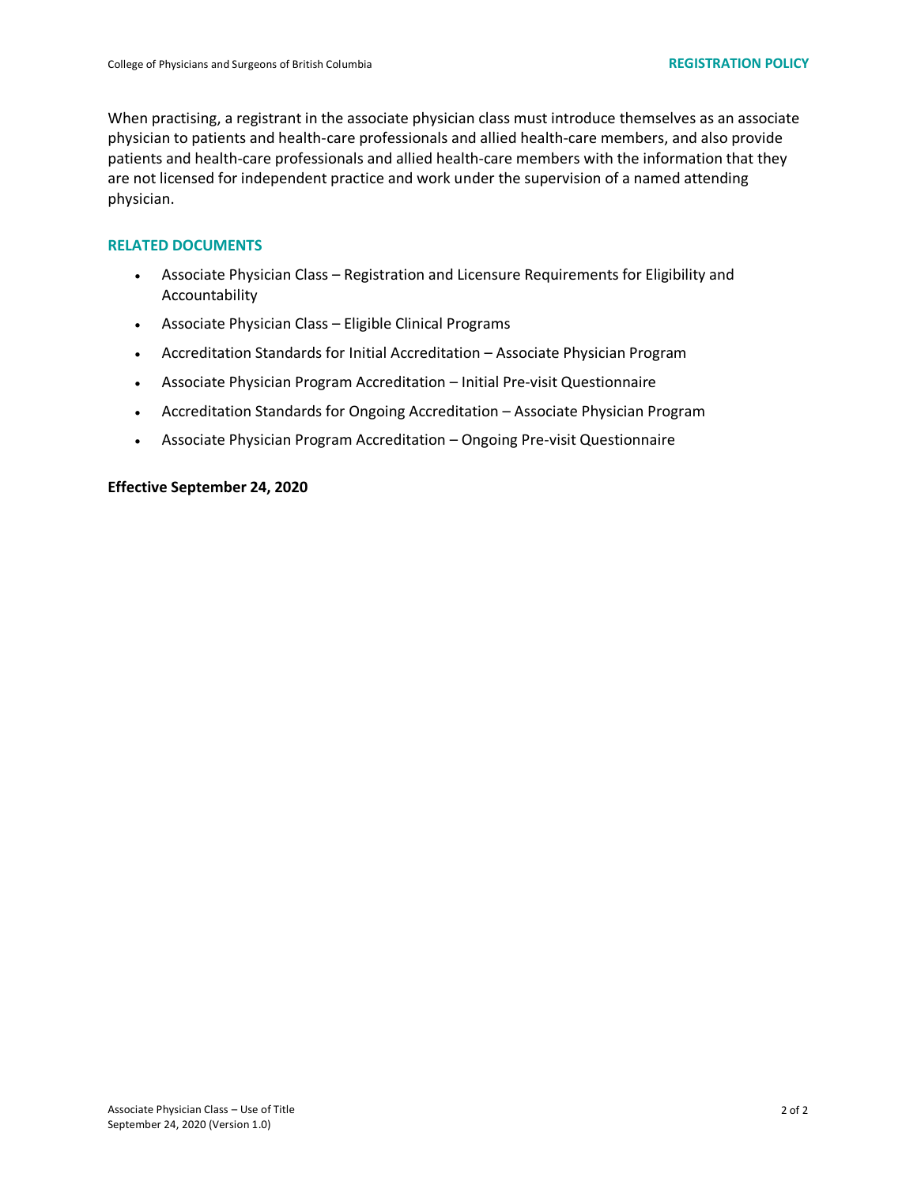When practising, a registrant in the associate physician class must introduce themselves as an associate physician to patients and health-care professionals and allied health-care members, and also provide patients and health-care professionals and allied health-care members with the information that they are not licensed for independent practice and work under the supervision of a named attending physician.

## RELATED DOCUMENTS

- Associate Physician Class – Registration and Licensure Requirements for Eligibility and Accountability
- Associate Physician Class – Eligible Clinical Programs
- Accreditation Standards for Initial Accreditation – Associate Physician Program
- Associate Physician Program Accreditation – Initial Pre-visit Questionnaire
- Accreditation Standards for Ongoing Accreditation – Associate Physician Program
- Associate Physician Program Accreditation – Ongoing Pre-visit Questionnaire

**Effective September 24, 2020**